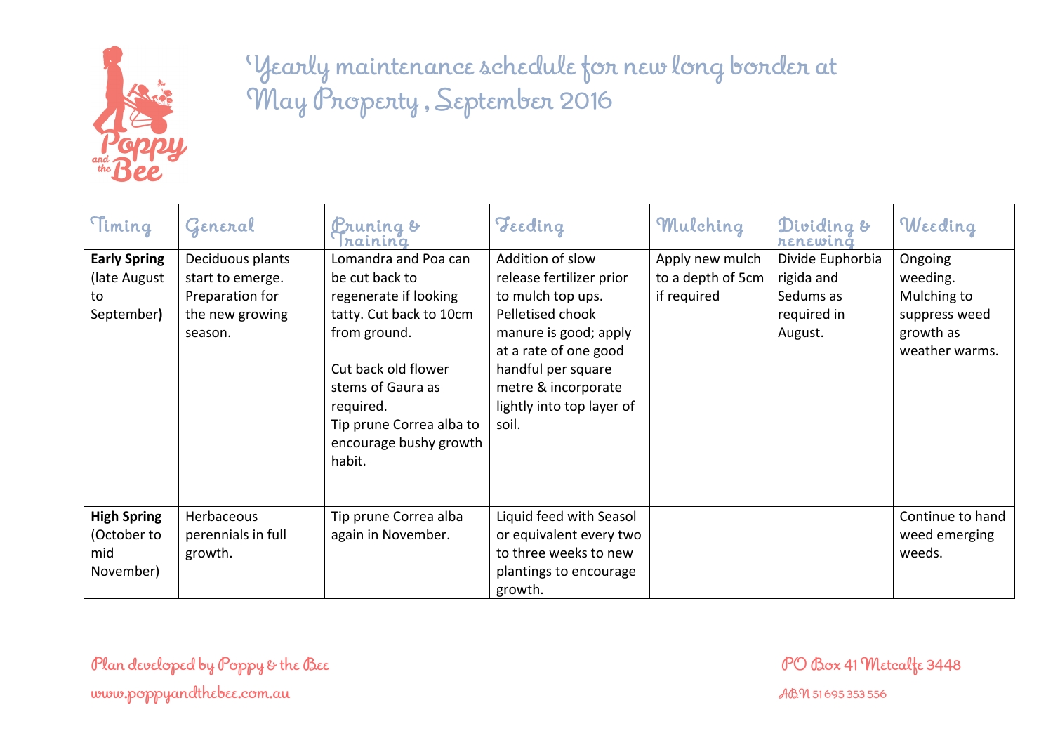# 'Yearly maintenance schedule for new long border at May Property , September 2016

| Timing | General | Pruning & Training | Feeding | Mulching | Dividing & renewing | Weeding |
|---|---|---|---|---|---|---|
| **Early Spring** (late August to September**)** | Deciduous plants start to emerge. Preparation for the new growing season. | Lomandra and Poa can be cut back to regenerate if looking tatty. Cut back to 10cm from ground.<br><br>Cut back old flower stems of Gaura as required.<br>Tip prune Correa alba to encourage bushy growth habit. | Addition of slow release fertilizer prior to mulch top ups. Pelletised chook manure is good; apply at a rate of one good handful per square metre & incorporate lightly into top layer of soil. | Apply new mulch to a depth of 5cm if required | Divide Euphorbia rigida and Sedums as required in August. | Ongoing weeding. Mulching to suppress weed growth as weather warms. |
| **High Spring** (October to mid November) | Herbaceous perennials in full growth. | Tip prune Correa alba again in November. | Liquid feed with Seasol or equivalent every two to three weeks to new plantings to encourage growth. | | | Continue to hand weed emerging weeds. |

Plan developed by Poppy & the Bee

www.poppyandthebee.com.au

PO Box 41 Metcalfe 3448

ABN 51 695 353 556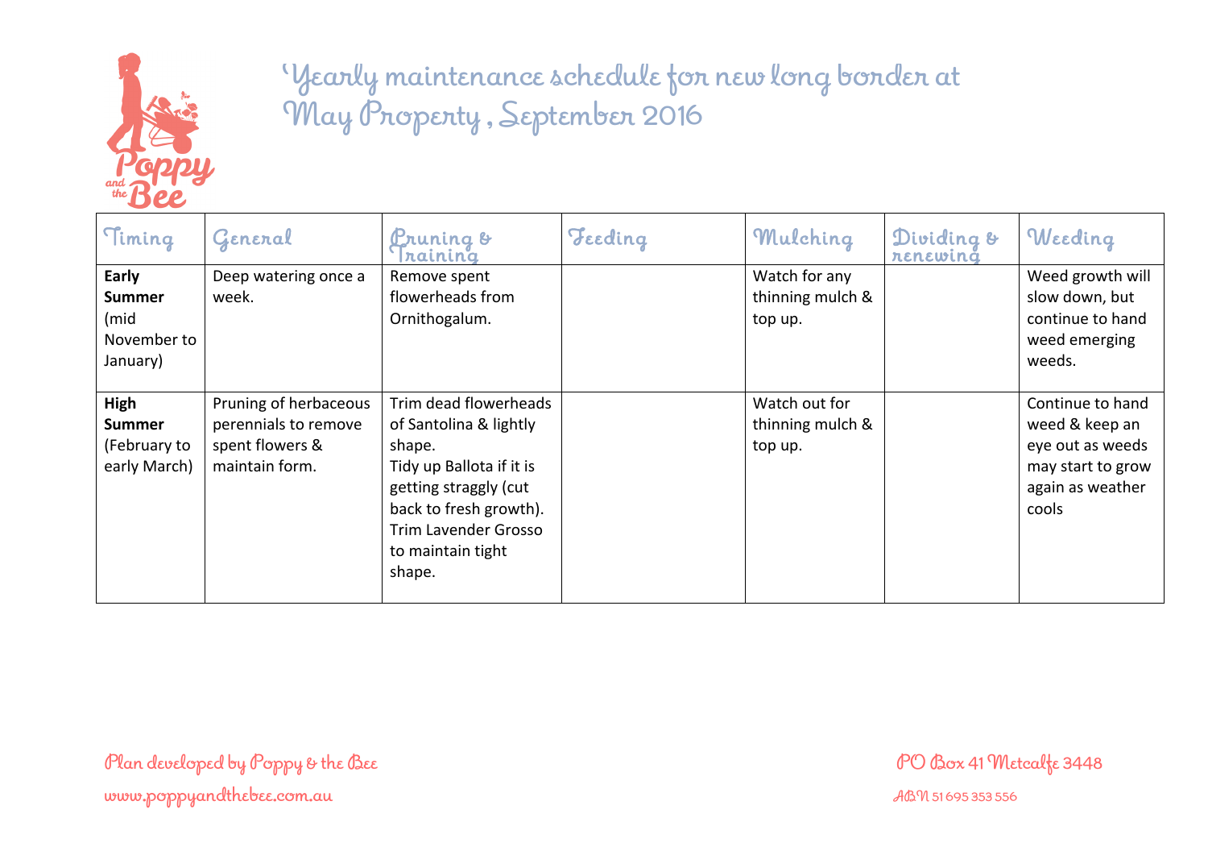# 'Yearly maintenance schedule for new long border at May Property , September 2016

| Timing | General | Pruning & Training | Feeding | Mulching | Dividing & renewing | Weeding |
|---|---|---|---|---|---|---|
| **Early Summer** (mid November to January) | Deep watering once a week. | Remove spent flowerheads from Ornithogalum. | | Watch for any thinning mulch & top up. | | Weed growth will slow down, but continue to hand weed emerging weeds. |
| **High Summer** (February to early March) | Pruning of herbaceous perennials to remove spent flowers & maintain form. | Trim dead flowerheads of Santolina & lightly shape. Tidy up Ballota if it is getting straggly (cut back to fresh growth). Trim Lavender Grosso to maintain tight shape. | | Watch out for thinning mulch & top up. | | Continue to hand weed & keep an eye out as weeds may start to grow again as weather cools |

Plan developed by Poppy & the Bee

www.poppyandthebee.com.au

PO Box 41 Metcalfe 3448

ABN 51 695 353 556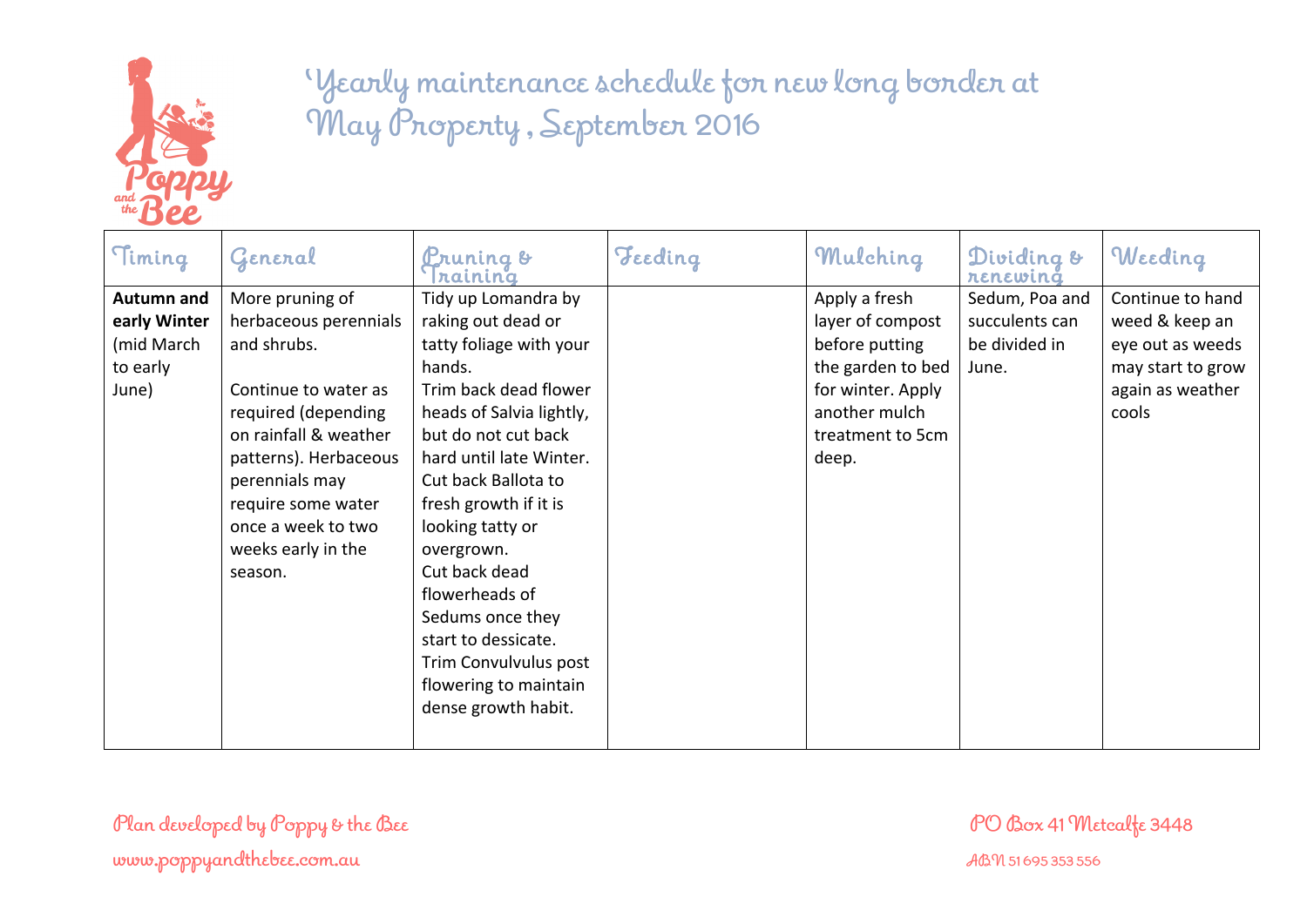# 'Yearly maintenance schedule for new long border at May Property, September 2016

| Timing | General | Pruning & Training | Feeding | Mulching | Dividing & renewing | Weeding |
|---|---|---|---|---|---|---|
| **Autumn and early Winter** (mid March to early June) | More pruning of herbaceous perennials and shrubs.<br><br>Continue to water as required (depending on rainfall & weather patterns). Herbaceous perennials may require some water once a week to two weeks early in the season. | Tidy up Lomandra by raking out dead or tatty foliage with your hands.<br>Trim back dead flower heads of Salvia lightly, but do not cut back hard until late Winter.<br>Cut back Ballota to fresh growth if it is looking tatty or overgrown.<br>Cut back dead flowerheads of Sedums once they start to dessicate.<br>Trim Convulvulus post flowering to maintain dense growth habit. | | Apply a fresh layer of compost before putting the garden to bed for winter. Apply another mulch treatment to 5cm deep. | Sedum, Poa and succulents can be divided in June. | Continue to hand weed & keep an eye out as weeds may start to grow again as weather cools |

Plan developed by Poppy & the Bee
www.poppyandthebee.com.au

PO Box 41 Metcalfe 3448
ABN 51 695 353 556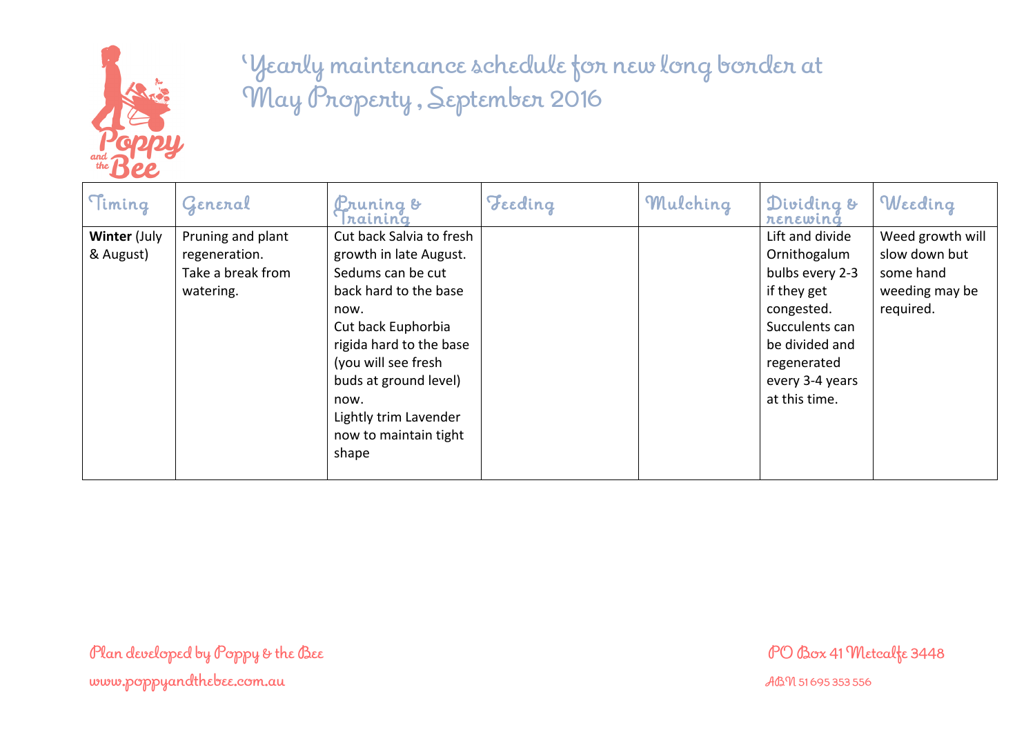# 'Yearly maintenance schedule for new long border at May Property , September 2016

| Timing | General | Pruning & Training | Feeding | Mulching | Dividing & renewing | Weeding |
|---|---|---|---|---|---|---|
| **Winter** (July & August) | Pruning and plant regeneration. Take a break from watering. | Cut back Salvia to fresh growth in late August. Sedums can be cut back hard to the base now. Cut back Euphorbia rigida hard to the base (you will see fresh buds at ground level) now. Lightly trim Lavender now to maintain tight shape | | | Lift and divide Ornithogalum bulbs every 2-3 if they get congested. Succulents can be divided and regenerated every 3-4 years at this time. | Weed growth will slow down but some hand weeding may be required. |

Plan developed by Poppy & the Bee

www.poppyandthebee.com.au

PO Box 41 Metcalfe 3448

ABN 51 695 353 556